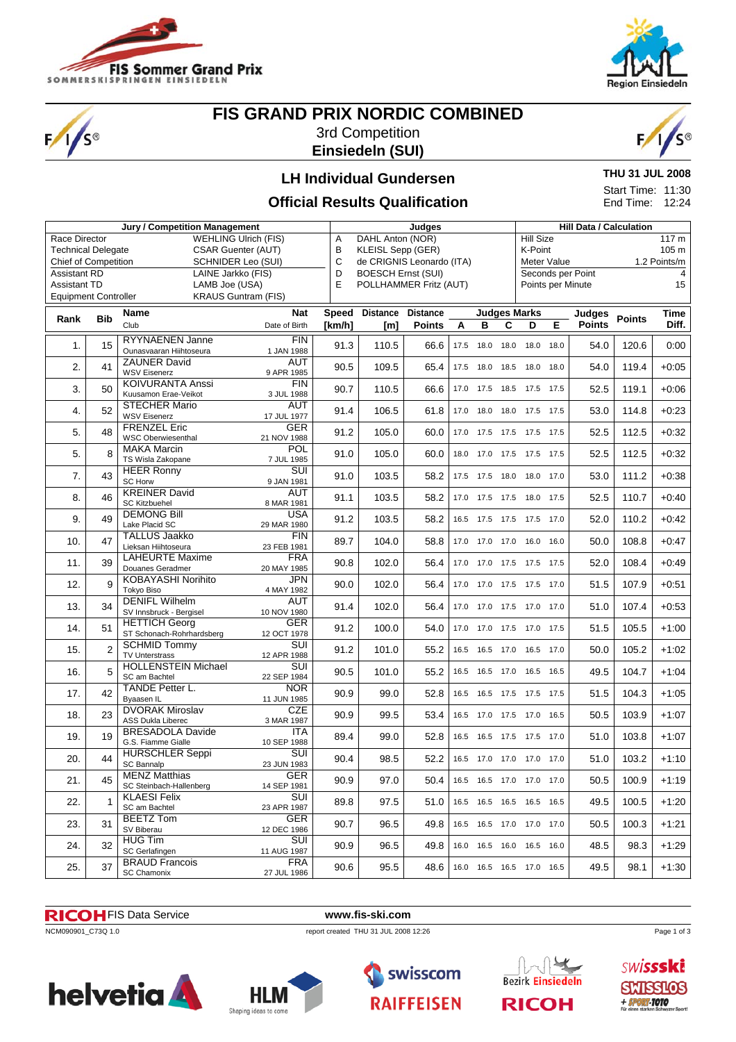FIS Sommer Grand Prix
SOMMERSKISPRINGEN EINSIEDELN

Region Einsiedeln

# FIS GRAND PRIX NORDIC COMBINED

3rd Competition

**Einsiedeln (SUI)**

## LH Individual Gundersen

## Official Results Qualification

**THU 31 JUL 2008**

Start Time: 11:30
End Time: 12:24

| Jury / Competition Management | | Judges | | Hill Data / Calculation | |
|---|---|---|---|---|---|
| Race Director | WEHLING Ulrich (FIS) | A | DAHL Anton (NOR) | Hill Size | 117 m |
| Technical Delegate | CSAR Guenter (AUT) | B | KLEISL Sepp (GER) | K-Point | 105 m |
| Chief of Competition | SCHNIDER Leo (SUI) | C | de CRIGNIS Leonardo (ITA) | Meter Value | 1.2 Points/m |
| Assistant RD | LAINE Jarkko (FIS) | D | BOESCH Ernst (SUI) | Seconds per Point | 4 |
| Assistant TD | LAMB Joe (USA) | E | POLLHAMMER Fritz (AUT) | Points per Minute | 15 |
| Equipment Controller | KRAUS Guntram (FIS) | | | | |

| Rank | Bib | Name / Club | Nat / Date of Birth | Speed [km/h] | Distance [m] | Distance Points | A | B | C | D | E | Judges Points | Points | Time Diff. |
|---|---|---|---|---|---|---|---|---|---|---|---|---|---|---|
| 1. | 15 | RYYNAENEN Janne<br>Ounasvaaran Hiihtoseura | FIN<br>1 JAN 1988 | 91.3 | 110.5 | 66.6 | 17.5 | 18.0 | 18.0 | 18.0 | 18.0 | 54.0 | 120.6 | 0:00 |
| 2. | 41 | ZAUNER David<br>WSV Eisenerz | AUT<br>9 APR 1985 | 90.5 | 109.5 | 65.4 | 17.5 | 18.0 | 18.5 | 18.0 | 18.0 | 54.0 | 119.4 | +0:05 |
| 3. | 50 | KOIVURANTA Anssi<br>Kuusamon Erae-Veikot | FIN<br>3 JUL 1988 | 90.7 | 110.5 | 66.6 | 17.0 | 17.5 | 18.5 | 17.5 | 17.5 | 52.5 | 119.1 | +0:06 |
| 4. | 52 | STECHER Mario<br>WSV Eisenerz | AUT<br>17 JUL 1977 | 91.4 | 106.5 | 61.8 | 17.0 | 18.0 | 18.0 | 17.5 | 17.5 | 53.0 | 114.8 | +0:23 |
| 5. | 48 | FRENZEL Eric<br>WSC Oberwiesenthal | GER<br>21 NOV 1988 | 91.2 | 105.0 | 60.0 | 17.0 | 17.5 | 17.5 | 17.5 | 17.5 | 52.5 | 112.5 | +0:32 |
| 5. | 8 | MAKA Marcin<br>TS Wisla Zakopane | POL<br>7 JUL 1985 | 91.0 | 105.0 | 60.0 | 18.0 | 17.0 | 17.5 | 17.5 | 17.5 | 52.5 | 112.5 | +0:32 |
| 7. | 43 | HEER Ronny<br>SC Horw | SUI<br>9 JAN 1981 | 91.0 | 103.5 | 58.2 | 17.5 | 17.5 | 18.0 | 18.0 | 17.0 | 53.0 | 111.2 | +0:38 |
| 8. | 46 | KREINER David<br>SC Kitzbuehel | AUT<br>8 MAR 1981 | 91.1 | 103.5 | 58.2 | 17.0 | 17.5 | 17.5 | 18.0 | 17.5 | 52.5 | 110.7 | +0:40 |
| 9. | 49 | DEMONG Bill<br>Lake Placid SC | USA<br>29 MAR 1980 | 91.2 | 103.5 | 58.2 | 16.5 | 17.5 | 17.5 | 17.5 | 17.0 | 52.0 | 110.2 | +0:42 |
| 10. | 47 | TALLUS Jaakko<br>Lieksan Hiihtoseura | FIN<br>23 FEB 1981 | 89.7 | 104.0 | 58.8 | 17.0 | 17.0 | 17.0 | 16.0 | 16.0 | 50.0 | 108.8 | +0:47 |
| 11. | 39 | LAHEURTE Maxime<br>Douanes Geradmer | FRA<br>20 MAY 1985 | 90.8 | 102.0 | 56.4 | 17.0 | 17.0 | 17.5 | 17.5 | 17.5 | 52.0 | 108.4 | +0:49 |
| 12. | 9 | KOBAYASHI Norihito<br>Tokyo Biso | JPN<br>4 MAY 1982 | 90.0 | 102.0 | 56.4 | 17.0 | 17.0 | 17.5 | 17.5 | 17.0 | 51.5 | 107.9 | +0:51 |
| 13. | 34 | DENIFL Wilhelm<br>SV Innsbruck - Bergisel | AUT<br>10 NOV 1980 | 91.4 | 102.0 | 56.4 | 17.0 | 17.0 | 17.5 | 17.0 | 17.0 | 51.0 | 107.4 | +0:53 |
| 14. | 51 | HETTICH Georg<br>ST Schonach-Rohrhardsberg | GER<br>12 OCT 1978 | 91.2 | 100.0 | 54.0 | 17.0 | 17.0 | 17.5 | 17.0 | 17.5 | 51.5 | 105.5 | +1:00 |
| 15. | 2 | SCHMID Tommy<br>TV Unterstrass | SUI<br>12 APR 1988 | 91.2 | 101.0 | 55.2 | 16.5 | 16.5 | 17.0 | 16.5 | 17.0 | 50.0 | 105.2 | +1:02 |
| 16. | 5 | HOLLENSTEIN Michael<br>SC am Bachtel | SUI<br>22 SEP 1984 | 90.5 | 101.0 | 55.2 | 16.5 | 16.5 | 17.0 | 16.5 | 16.5 | 49.5 | 104.7 | +1:04 |
| 17. | 42 | TANDE Petter L.<br>Byaasen IL | NOR<br>11 JUN 1985 | 90.9 | 99.0 | 52.8 | 16.5 | 16.5 | 17.5 | 17.5 | 17.5 | 51.5 | 104.3 | +1:05 |
| 18. | 23 | DVORAK Miroslav<br>ASS Dukla Liberec | CZE<br>3 MAR 1987 | 90.9 | 99.5 | 53.4 | 16.5 | 17.0 | 17.5 | 17.0 | 16.5 | 50.5 | 103.9 | +1:07 |
| 19. | 19 | BRESADOLA Davide<br>G.S. Fiamme Gialle | ITA<br>10 SEP 1988 | 89.4 | 99.0 | 52.8 | 16.5 | 16.5 | 17.5 | 17.5 | 17.0 | 51.0 | 103.8 | +1:07 |
| 20. | 44 | HURSCHLER Seppi<br>SC Bannalp | SUI<br>23 JUN 1983 | 90.4 | 98.5 | 52.2 | 16.5 | 17.0 | 17.0 | 17.0 | 17.0 | 51.0 | 103.2 | +1:10 |
| 21. | 45 | MENZ Matthias<br>SC Steinbach-Hallenberg | GER<br>14 SEP 1981 | 90.9 | 97.0 | 50.4 | 16.5 | 16.5 | 17.0 | 17.0 | 17.0 | 50.5 | 100.9 | +1:19 |
| 22. | 1 | KLAESI Felix<br>SC am Bachtel | SUI<br>23 APR 1987 | 89.8 | 97.5 | 51.0 | 16.5 | 16.5 | 16.5 | 16.5 | 16.5 | 49.5 | 100.5 | +1:20 |
| 23. | 31 | BEETZ Tom<br>SV Biberau | GER<br>12 DEC 1986 | 90.7 | 96.5 | 49.8 | 16.5 | 16.5 | 17.0 | 17.0 | 17.0 | 50.5 | 100.3 | +1:21 |
| 24. | 32 | HUG Tim<br>SC Gerlafingen | SUI<br>11 AUG 1987 | 90.9 | 96.5 | 49.8 | 16.0 | 16.5 | 16.0 | 16.5 | 16.0 | 48.5 | 98.3 | +1:29 |
| 25. | 37 | BRAUD Francois<br>SC Chamonix | FRA<br>27 JUL 1986 | 90.6 | 95.5 | 48.6 | 16.0 | 16.5 | 16.5 | 17.0 | 16.5 | 49.5 | 98.1 | +1:30 |

RICOH FIS Data Service www.fis-ski.com

NCM090901_C73Q 1.0 report created THU 31 JUL 2008 12:26

helvetia HLM swisscom RAIFFEISEN Bezirk Einsiedeln RICOH swissski SWISSLOS + SPORT-TOTO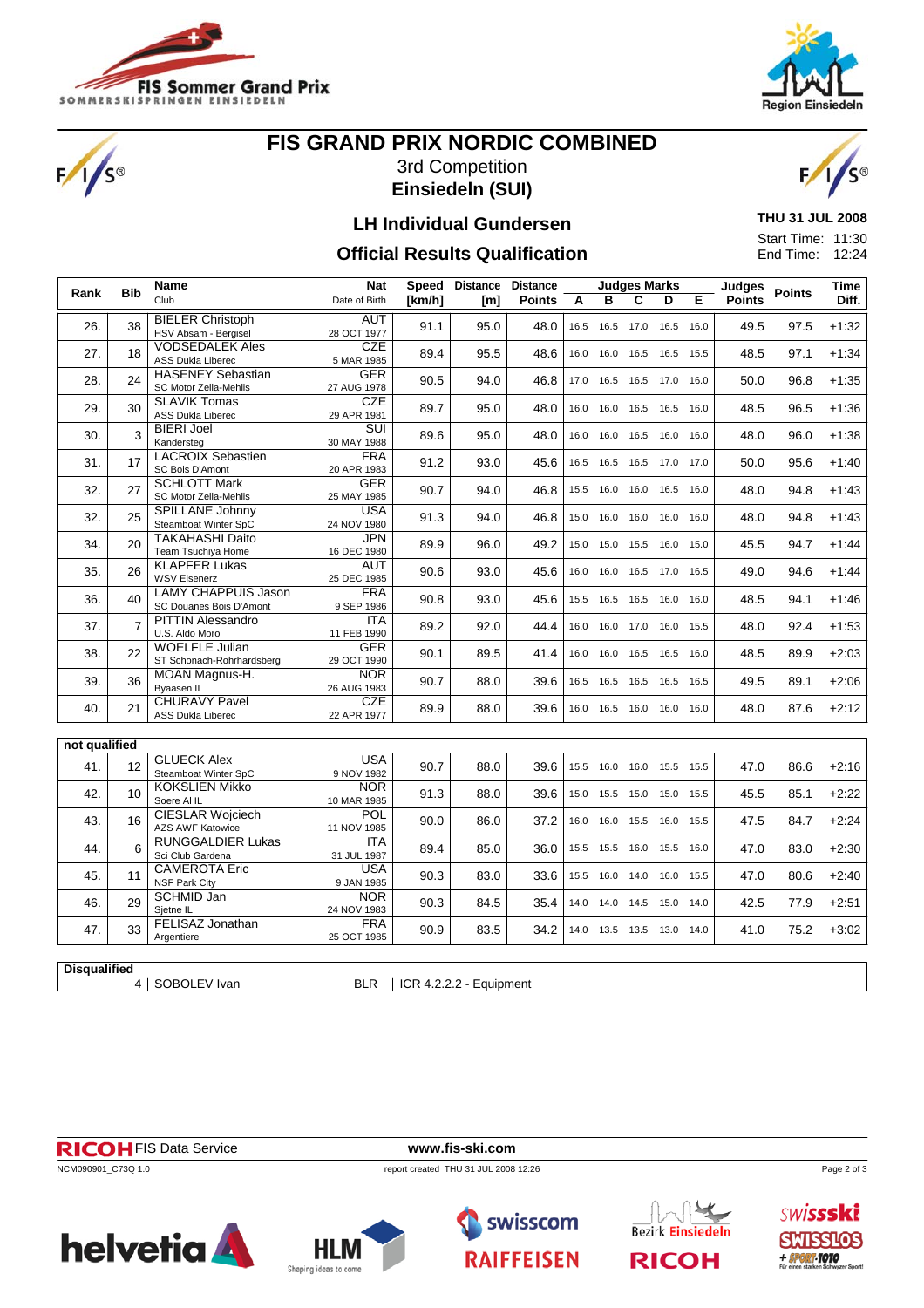# FIS GRAND PRIX NORDIC COMBINED

3rd Competition

**Einsiedeln (SUI)**

## LH Individual Gundersen

## Official Results Qualification

**THU 31 JUL 2008**

Start Time: 11:30

End Time: 12:24

| Rank | Bib | Name / Club | Nat / Date of Birth | Speed [km/h] | Distance [m] | Distance Points | Judges Marks A | B | C | D | E | Judges Points | Points | Time Diff. |
|---|---|---|---|---|---|---|---|---|---|---|---|---|---|---|
| 26. | 38 | BIELER Christoph / HSV Absam - Bergisel | AUT / 28 OCT 1977 | 91.1 | 95.0 | 48.0 | 16.5 | 16.5 | 17.0 | 16.5 | 16.0 | 49.5 | 97.5 | +1:32 |
| 27. | 18 | VODSEDALEK Ales / ASS Dukla Liberec | CZE / 5 MAR 1985 | 89.4 | 95.5 | 48.6 | 16.0 | 16.0 | 16.5 | 16.5 | 15.5 | 48.5 | 97.1 | +1:34 |
| 28. | 24 | HASENEY Sebastian / SC Motor Zella-Mehlis | GER / 27 AUG 1978 | 90.5 | 94.0 | 46.8 | 17.0 | 16.5 | 16.5 | 17.0 | 16.0 | 50.0 | 96.8 | +1:35 |
| 29. | 30 | SLAVIK Tomas / ASS Dukla Liberec | CZE / 29 APR 1981 | 89.7 | 95.0 | 48.0 | 16.0 | 16.0 | 16.5 | 16.5 | 16.0 | 48.5 | 96.5 | +1:36 |
| 30. | 3 | BIERI Joel / Kandersteg | SUI / 30 MAY 1988 | 89.6 | 95.0 | 48.0 | 16.0 | 16.0 | 16.5 | 16.0 | 16.0 | 48.0 | 96.0 | +1:38 |
| 31. | 17 | LACROIX Sebastien / SC Bois D'Amont | FRA / 20 APR 1983 | 91.2 | 93.0 | 45.6 | 16.5 | 16.5 | 16.5 | 17.0 | 17.0 | 50.0 | 95.6 | +1:40 |
| 32. | 27 | SCHLOTT Mark / SC Motor Zella-Mehlis | GER / 25 MAY 1985 | 90.7 | 94.0 | 46.8 | 15.5 | 16.0 | 16.0 | 16.5 | 16.0 | 48.0 | 94.8 | +1:43 |
| 32. | 25 | SPILLANE Johnny / Steamboat Winter SpC | USA / 24 NOV 1980 | 91.3 | 94.0 | 46.8 | 15.0 | 16.0 | 16.0 | 16.0 | 16.0 | 48.0 | 94.8 | +1:43 |
| 34. | 20 | TAKAHASHI Daito / Team Tsuchiya Home | JPN / 16 DEC 1980 | 89.9 | 96.0 | 49.2 | 15.0 | 15.0 | 15.5 | 16.0 | 15.0 | 45.5 | 94.7 | +1:44 |
| 35. | 26 | KLAPFER Lukas / WSV Eisenerz | AUT / 25 DEC 1985 | 90.6 | 93.0 | 45.6 | 16.0 | 16.0 | 16.5 | 17.0 | 16.5 | 49.0 | 94.6 | +1:44 |
| 36. | 40 | LAMY CHAPPUIS Jason / SC Douanes Bois D'Amont | FRA / 9 SEP 1986 | 90.8 | 93.0 | 45.6 | 15.5 | 16.5 | 16.5 | 16.0 | 16.0 | 48.5 | 94.1 | +1:46 |
| 37. | 7 | PITTIN Alessandro / U.S. Aldo Moro | ITA / 11 FEB 1990 | 89.2 | 92.0 | 44.4 | 16.0 | 16.0 | 17.0 | 16.0 | 15.5 | 48.0 | 92.4 | +1:53 |
| 38. | 22 | WOELFLE Julian / ST Schonach-Rohrhardsberg | GER / 29 OCT 1990 | 90.1 | 89.5 | 41.4 | 16.0 | 16.0 | 16.5 | 16.5 | 16.0 | 48.5 | 89.9 | +2:03 |
| 39. | 36 | MOAN Magnus-H. / Byaasen IL | NOR / 26 AUG 1983 | 90.7 | 88.0 | 39.6 | 16.5 | 16.5 | 16.5 | 16.5 | 16.5 | 49.5 | 89.1 | +2:06 |
| 40. | 21 | CHURAVY Pavel / ASS Dukla Liberec | CZE / 22 APR 1977 | 89.9 | 88.0 | 39.6 | 16.0 | 16.5 | 16.0 | 16.0 | 16.0 | 48.0 | 87.6 | +2:12 |

**not qualified**

| Rank | Bib | Name / Club | Nat / Date of Birth | Speed [km/h] | Distance [m] | Distance Points | Judges Marks A | B | C | D | E | Judges Points | Points | Time Diff. |
|---|---|---|---|---|---|---|---|---|---|---|---|---|---|---|
| 41. | 12 | GLUECK Alex / Steamboat Winter SpC | USA / 9 NOV 1982 | 90.7 | 88.0 | 39.6 | 15.5 | 16.0 | 16.0 | 15.5 | 15.5 | 47.0 | 86.6 | +2:16 |
| 42. | 10 | KOKSLIEN Mikko / Soere Al IL | NOR / 10 MAR 1985 | 91.3 | 88.0 | 39.6 | 15.0 | 15.5 | 15.0 | 15.0 | 15.5 | 45.5 | 85.1 | +2:22 |
| 43. | 16 | CIESLAR Wojciech / AZS AWF Katowice | POL / 11 NOV 1985 | 90.0 | 86.0 | 37.2 | 16.0 | 16.0 | 15.5 | 16.0 | 15.5 | 47.5 | 84.7 | +2:24 |
| 44. | 6 | RUNGGALDIER Lukas / Sci Club Gardena | ITA / 31 JUL 1987 | 89.4 | 85.0 | 36.0 | 15.5 | 15.5 | 16.0 | 15.5 | 16.0 | 47.0 | 83.0 | +2:30 |
| 45. | 11 | CAMEROTA Eric / NSF Park City | USA / 9 JAN 1985 | 90.3 | 83.0 | 33.6 | 15.5 | 16.0 | 14.0 | 16.0 | 15.5 | 47.0 | 80.6 | +2:40 |
| 46. | 29 | SCHMID Jan / Sjetne IL | NOR / 24 NOV 1983 | 90.3 | 84.5 | 35.4 | 14.0 | 14.0 | 14.5 | 15.0 | 14.0 | 42.5 | 77.9 | +2:51 |
| 47. | 33 | FELISAZ Jonathan / Argentiere | FRA / 25 OCT 1985 | 90.9 | 83.5 | 34.2 | 14.0 | 13.5 | 13.5 | 13.0 | 14.0 | 41.0 | 75.2 | +3:02 |

**Disqualified**

| Bib | Name | Nat | Reason |
|---|---|---|---|
| 4 | SOBOLEV Ivan | BLR | ICR 4.2.2.2 - Equipment |

RICOH FIS Data Service www.fis-ski.com

NCM090901_C73Q 1.0 report created THU 31 JUL 2008 12:26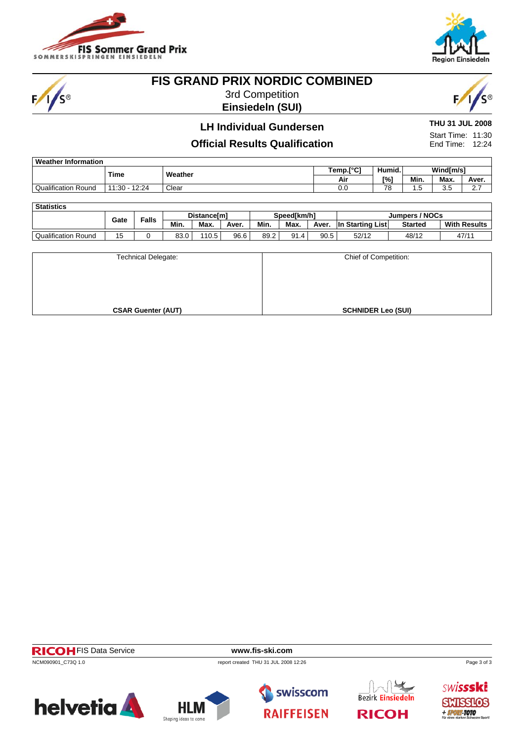# FIS GRAND PRIX NORDIC COMBINED

3rd Competition

**Einsiedeln (SUI)**

## LH Individual Gundersen

## Official Results Qualification

**THU 31 JUL 2008**

Start Time: 11:30

End Time: 12:24

| Weather Information | | | | | | | |
|---|---|---|---|---|---|---|---|
| | Time | Weather | Temp.[°C] | Humid. | Wind[m/s] | | |
| | | | Air | [%] | Min. | Max. | Aver. |
| Qualification Round | 11:30 - 12:24 | Clear | 0.0 | 78 | 1.5 | 3.5 | 2.7 |

| Statistics | | | | | | | | | | | |
|---|---|---|---|---|---|---|---|---|---|---|---|
| | Gate | Falls | Distance[m] | | | Speed[km/h] | | | Jumpers / NOCs | | |
| | | | Min. | Max. | Aver. | Min. | Max. | Aver. | In Starting List | Started | With Results |
| Qualification Round | 15 | 0 | 83.0 | 110.5 | 96.6 | 89.2 | 91.4 | 90.5 | 52/12 | 48/12 | 47/11 |

| Technical Delegate: | Chief of Competition: |
|---|---|
| **CSAR Guenter (AUT)** | **SCHNIDER Leo (SUI)** |